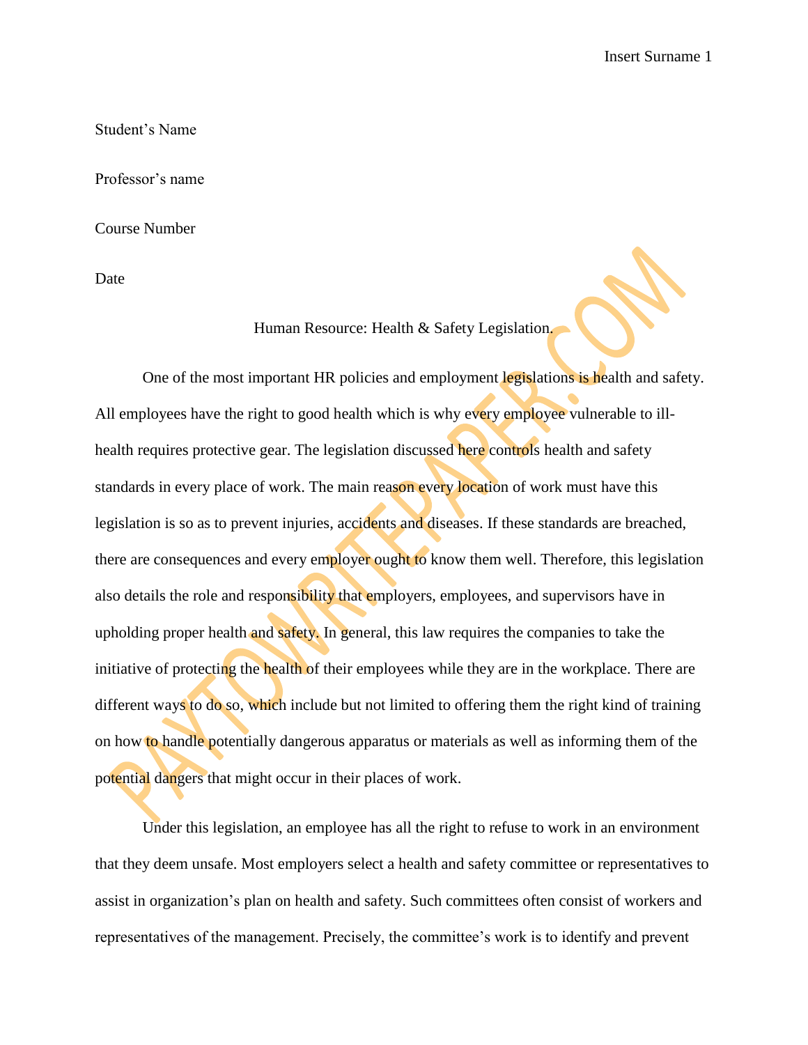Student's Name

Professor's name

Course Number

Date

# Human Resource: Health & Safety Legislation.

One of the most important HR policies and employment legislations is health and safety. All employees have the right to good health which is why every employee vulnerable to ill-health requires protective gear. The legislation discussed here controls health and safety standards in every place of work. The main reason every location of work must have this legislation is so as to prevent injuries, accidents and diseases. If these standards are breached, there are consequences and every employer ought to know them well. Therefore, this legislation also details the role and responsibility that employers, employees, and supervisors have in upholding proper health and safety. In general, this law requires the companies to take the initiative of protecting the health of their employees while they are in the workplace. There are different ways to do so, which include but not limited to offering them the right kind of training on how to handle potentially dangerous apparatus or materials as well as informing them of the potential dangers that might occur in their places of work.

Under this legislation, an employee has all the right to refuse to work in an environment that they deem unsafe. Most employers select a health and safety committee or representatives to assist in organization's plan on health and safety. Such committees often consist of workers and representatives of the management. Precisely, the committee's work is to identify and prevent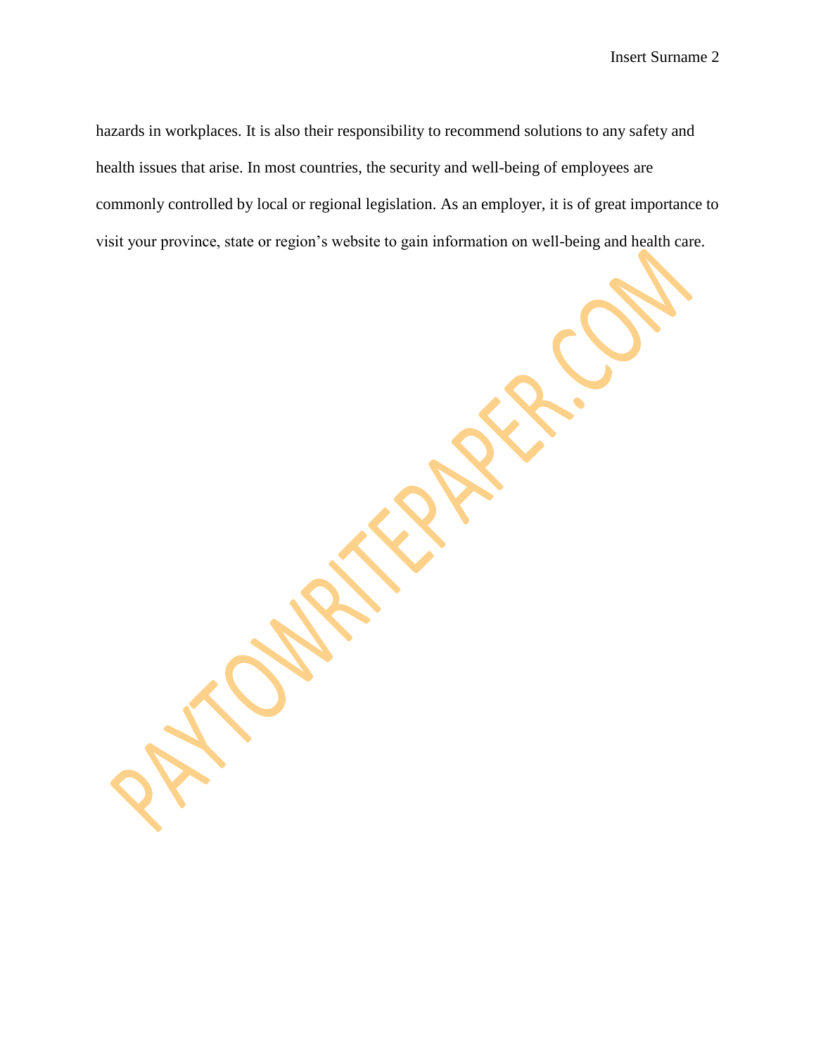hazards in workplaces. It is also their responsibility to recommend solutions to any safety and health issues that arise. In most countries, the security and well-being of employees are commonly controlled by local or regional legislation. As an employer, it is of great importance to visit your province, state or region's website to gain information on well-being and health care.